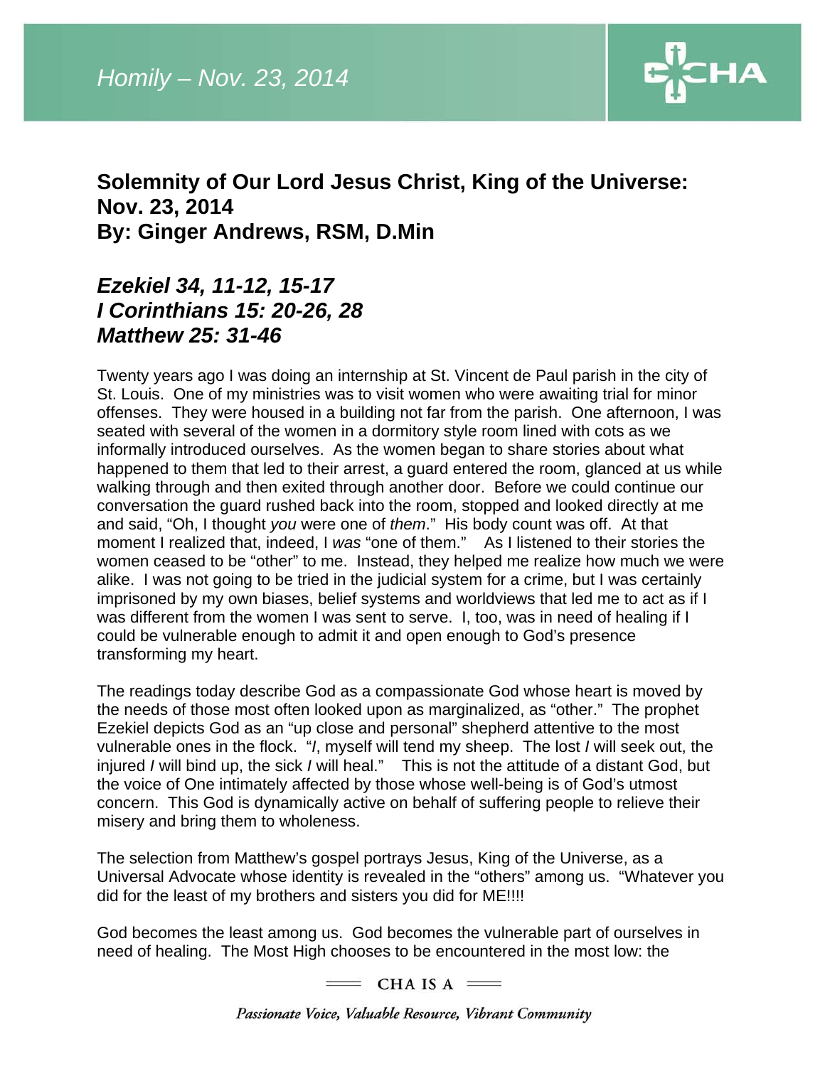## Solemnity of Our Lord Jesus Christ, King of the Universe: Nov. 23, 2014
## By: Ginger Andrews, RSM, D.Min

### *Ezekiel 34, 11-12, 15-17*
### *I Corinthians 15: 20-26, 28*
### *Matthew 25: 31-46*

Twenty years ago I was doing an internship at St. Vincent de Paul parish in the city of St. Louis. One of my ministries was to visit women who were awaiting trial for minor offenses. They were housed in a building not far from the parish. One afternoon, I was seated with several of the women in a dormitory style room lined with cots as we informally introduced ourselves. As the women began to share stories about what happened to them that led to their arrest, a guard entered the room, glanced at us while walking through and then exited through another door. Before we could continue our conversation the guard rushed back into the room, stopped and looked directly at me and said, "Oh, I thought *you* were one of *them*." His body count was off. At that moment I realized that, indeed, I *was* "one of them." As I listened to their stories the women ceased to be "other" to me. Instead, they helped me realize how much we were alike. I was not going to be tried in the judicial system for a crime, but I was certainly imprisoned by my own biases, belief systems and worldviews that led me to act as if I was different from the women I was sent to serve. I, too, was in need of healing if I could be vulnerable enough to admit it and open enough to God's presence transforming my heart.

The readings today describe God as a compassionate God whose heart is moved by the needs of those most often looked upon as marginalized, as "other." The prophet Ezekiel depicts God as an "up close and personal" shepherd attentive to the most vulnerable ones in the flock. "***I***, myself will tend my sheep. The lost ***I*** will seek out, the injured ***I*** will bind up, the sick ***I*** will heal." This is not the attitude of a distant God, but the voice of One intimately affected by those whose well-being is of God's utmost concern. This God is dynamically active on behalf of suffering people to relieve their misery and bring them to wholeness.

The selection from Matthew's gospel portrays Jesus, King of the Universe, as a Universal Advocate whose identity is revealed in the "others" among us. "Whatever you did for the least of my brothers and sisters you did for ME!!!!

God becomes the least among us. God becomes the vulnerable part of ourselves in need of healing. The Most High chooses to be encountered in the most low: the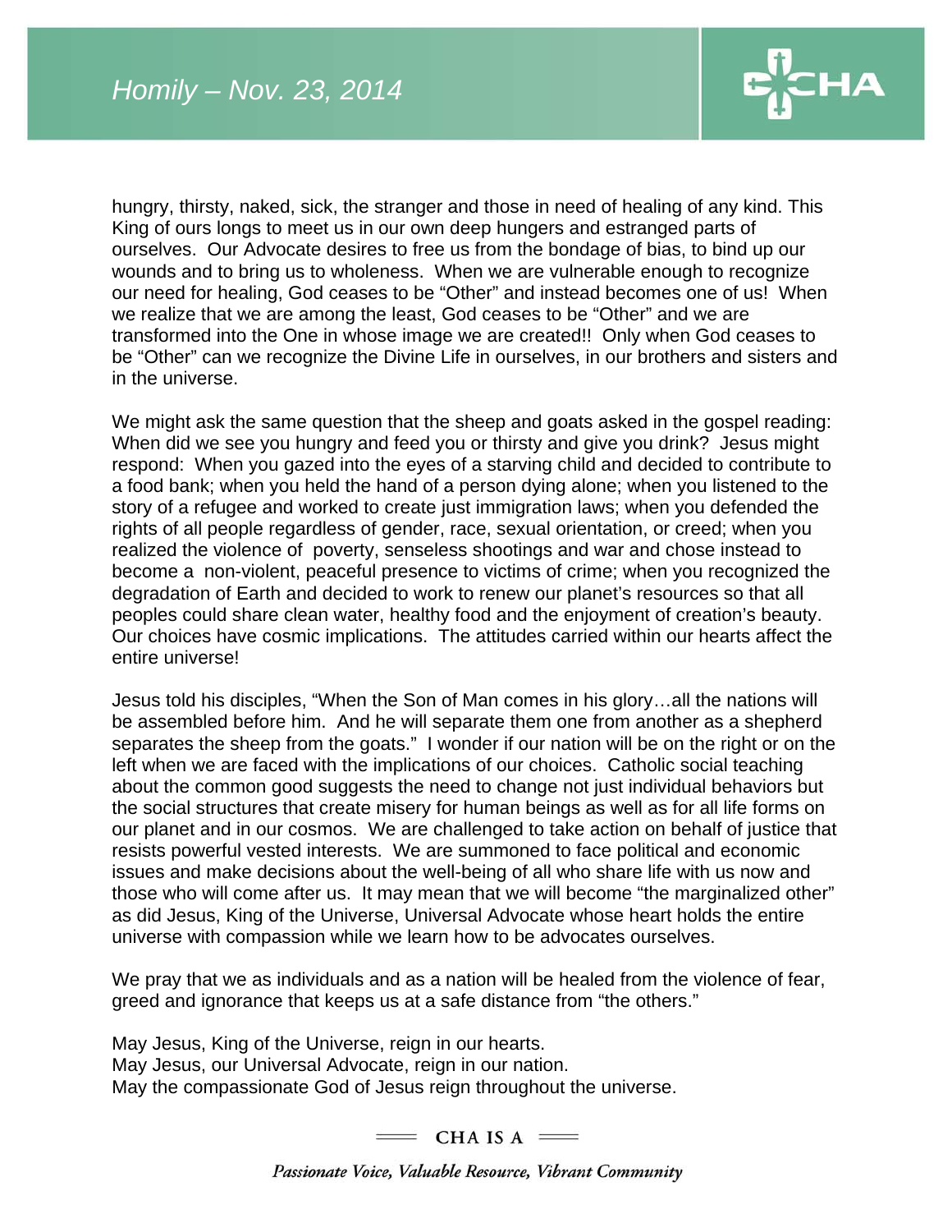hungry, thirsty, naked, sick, the stranger and those in need of healing of any kind. This King of ours longs to meet us in our own deep hungers and estranged parts of ourselves. Our Advocate desires to free us from the bondage of bias, to bind up our wounds and to bring us to wholeness. When we are vulnerable enough to recognize our need for healing, God ceases to be "Other" and instead becomes one of us! When we realize that we are among the least, God ceases to be "Other" and we are transformed into the One in whose image we are created!! Only when God ceases to be "Other" can we recognize the Divine Life in ourselves, in our brothers and sisters and in the universe.

We might ask the same question that the sheep and goats asked in the gospel reading: When did we see you hungry and feed you or thirsty and give you drink? Jesus might respond: When you gazed into the eyes of a starving child and decided to contribute to a food bank; when you held the hand of a person dying alone; when you listened to the story of a refugee and worked to create just immigration laws; when you defended the rights of all people regardless of gender, race, sexual orientation, or creed; when you realized the violence of poverty, senseless shootings and war and chose instead to become a non-violent, peaceful presence to victims of crime; when you recognized the degradation of Earth and decided to work to renew our planet's resources so that all peoples could share clean water, healthy food and the enjoyment of creation's beauty. Our choices have cosmic implications. The attitudes carried within our hearts affect the entire universe!

Jesus told his disciples, "When the Son of Man comes in his glory…all the nations will be assembled before him. And he will separate them one from another as a shepherd separates the sheep from the goats." I wonder if our nation will be on the right or on the left when we are faced with the implications of our choices. Catholic social teaching about the common good suggests the need to change not just individual behaviors but the social structures that create misery for human beings as well as for all life forms on our planet and in our cosmos. We are challenged to take action on behalf of justice that resists powerful vested interests. We are summoned to face political and economic issues and make decisions about the well-being of all who share life with us now and those who will come after us. It may mean that we will become "the marginalized other" as did Jesus, King of the Universe, Universal Advocate whose heart holds the entire universe with compassion while we learn how to be advocates ourselves.

We pray that we as individuals and as a nation will be healed from the violence of fear, greed and ignorance that keeps us at a safe distance from "the others."

May Jesus, King of the Universe, reign in our hearts.
May Jesus, our Universal Advocate, reign in our nation.
May the compassionate God of Jesus reign throughout the universe.